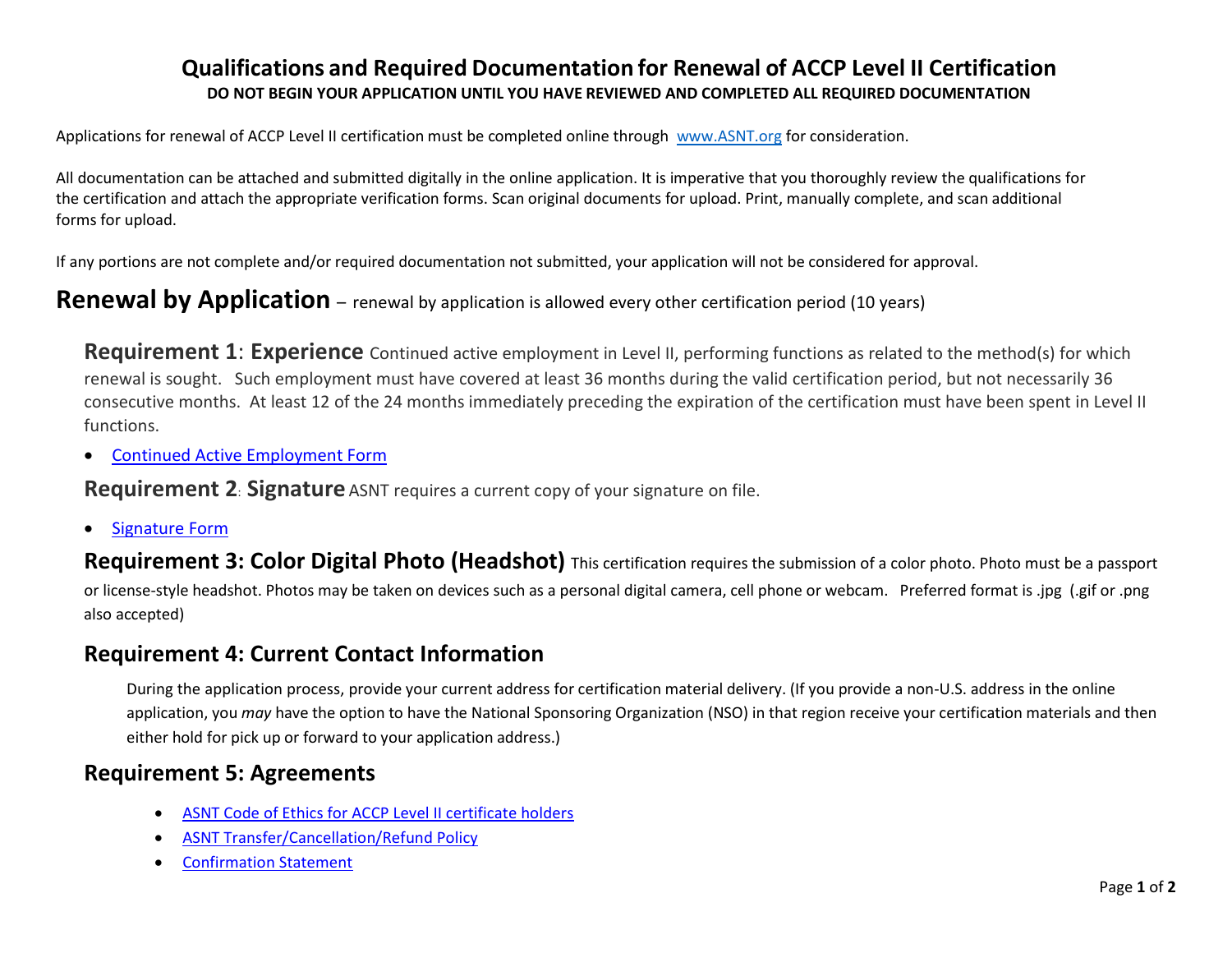# Qualifications and Required Documentation for Renewal of ACCP Level II Certification

**DO NOT BEGIN YOUR APPLICATION UNTIL YOU HAVE REVIEWED AND COMPLETED ALL REQUIRED DOCUMENTATION**

Applications for renewal of ACCP Level II certification must be completed online through [www.ASNT.org](www.ASNT.org) for consideration.

All documentation can be attached and submitted digitally in the online application. It is imperative that you thoroughly review the qualifications for the certification and attach the appropriate verification forms. Scan original documents for upload. Print, manually complete, and scan additional forms for upload.

If any portions are not complete and/or required documentation not submitted, your application will not be considered for approval.

## Renewal by Application – renewal by application is allowed every other certification period (10 years)

### Requirement 1: Experience

Continued active employment in Level II, performing functions as related to the method(s) for which renewal is sought. Such employment must have covered at least 36 months during the valid certification period, but not necessarily 36 consecutive months. At least 12 of the 24 months immediately preceding the expiration of the certification must have been spent in Level II functions.

- Continued Active Employment Form

### Requirement 2: Signature

ASNT requires a current copy of your signature on file.

- Signature Form

### Requirement 3: Color Digital Photo (Headshot)

This certification requires the submission of a color photo. Photo must be a passport or license-style headshot. Photos may be taken on devices such as a personal digital camera, cell phone or webcam. Preferred format is .jpg (.gif or .png also accepted)

### Requirement 4: Current Contact Information

During the application process, provide your current address for certification material delivery. (If you provide a non-U.S. address in the online application, you *may* have the option to have the National Sponsoring Organization (NSO) in that region receive your certification materials and then either hold for pick up or forward to your application address.)

### Requirement 5: Agreements

- ASNT Code of Ethics for ACCP Level II certificate holders
- ASNT Transfer/Cancellation/Refund Policy
- Confirmation Statement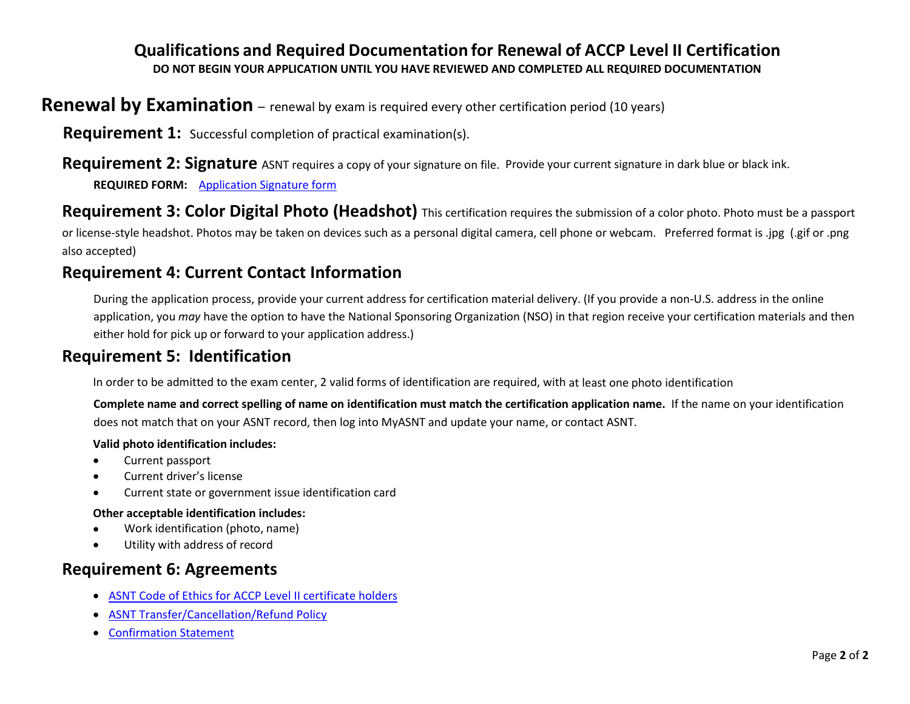# Qualifications and Required Documentation for Renewal of ACCP Level II Certification

**DO NOT BEGIN YOUR APPLICATION UNTIL YOU HAVE REVIEWED AND COMPLETED ALL REQUIRED DOCUMENTATION**

## Renewal by Examination – renewal by exam is required every other certification period (10 years)

### Requirement 1: Successful completion of practical examination(s).

### Requirement 2: Signature

ASNT requires a copy of your signature on file. Provide your current signature in dark blue or black ink.

**REQUIRED FORM:** Application Signature form

### Requirement 3: Color Digital Photo (Headshot)

This certification requires the submission of a color photo. Photo must be a passport or license-style headshot. Photos may be taken on devices such as a personal digital camera, cell phone or webcam. Preferred format is .jpg (.gif or .png also accepted)

### Requirement 4: Current Contact Information

During the application process, provide your current address for certification material delivery. (If you provide a non-U.S. address in the online application, you *may* have the option to have the National Sponsoring Organization (NSO) in that region receive your certification materials and then either hold for pick up or forward to your application address.)

### Requirement 5: Identification

In order to be admitted to the exam center, 2 valid forms of identification are required, with at least one photo identification

**Complete name and correct spelling of name on identification must match the certification application name.** If the name on your identification does not match that on your ASNT record, then log into MyASNT and update your name, or contact ASNT.

**Valid photo identification includes:**

- Current passport
- Current driver's license
- Current state or government issue identification card

**Other acceptable identification includes:**

- Work identification (photo, name)
- Utility with address of record

### Requirement 6: Agreements

- ASNT Code of Ethics for ACCP Level II certificate holders
- ASNT Transfer/Cancellation/Refund Policy
- Confirmation Statement